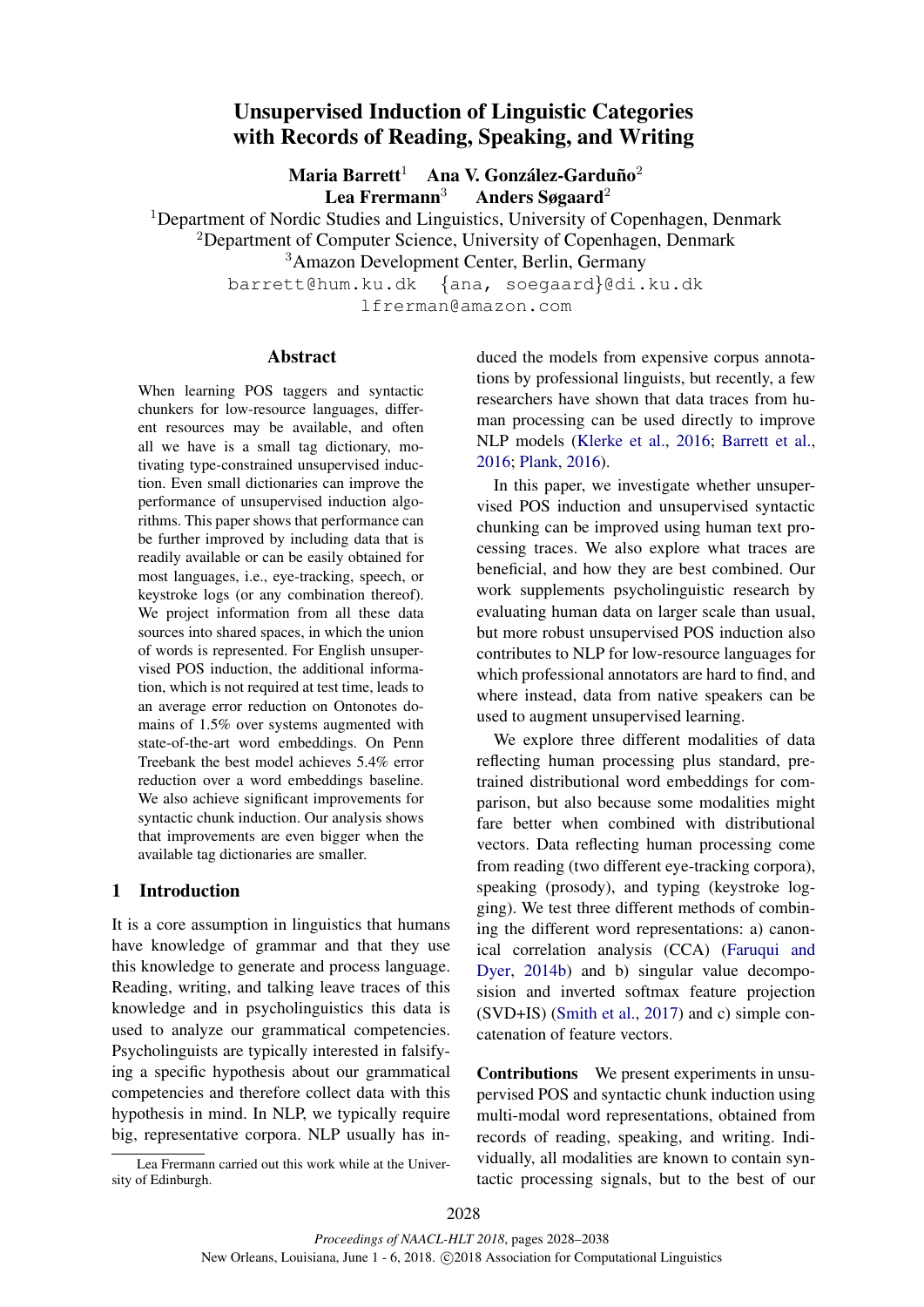# Unsupervised Induction of Linguistic Categories with Records of Reading, Speaking, and Writing

**Maria Barrett**[1] **Ana V. González-Garduño**[2] **Lea Frermann**[3] **Anders Søgaard**[2]

[1]Department of Nordic Studies and Linguistics, University of Copenhagen, Denmark
[2]Department of Computer Science, University of Copenhagen, Denmark
[3]Amazon Development Center, Berlin, Germany

barrett@hum.ku.dk {ana, soegaard}@di.ku.dk
lfrerman@amazon.com

## Abstract

When learning POS taggers and syntactic chunkers for low-resource languages, different resources may be available, and often all we have is a small tag dictionary, motivating type-constrained unsupervised induction. Even small dictionaries can improve the performance of unsupervised induction algorithms. This paper shows that performance can be further improved by including data that is readily available or can be easily obtained for most languages, i.e., eye-tracking, speech, or keystroke logs (or any combination thereof). We project information from all these data sources into shared spaces, in which the union of words is represented. For English unsupervised POS induction, the additional information, which is not required at test time, leads to an average error reduction on Ontonotes domains of 1.5% over systems augmented with state-of-the-art word embeddings. On Penn Treebank the best model achieves 5.4% error reduction over a word embeddings baseline. We also achieve significant improvements for syntactic chunk induction. Our analysis shows that improvements are even bigger when the available tag dictionaries are smaller.

## 1 Introduction

It is a core assumption in linguistics that humans have knowledge of grammar and that they use this knowledge to generate and process language. Reading, writing, and talking leave traces of this knowledge and in psycholinguistics this data is used to analyze our grammatical competencies. Psycholinguists are typically interested in falsifying a specific hypothesis about our grammatical competencies and therefore collect data with this hypothesis in mind. In NLP, we typically require big, representative corpora. NLP usually has induced the models from expensive corpus annotations by professional linguists, but recently, a few researchers have shown that data traces from human processing can be used directly to improve NLP models (Klerke et al., 2016; Barrett et al., 2016; Plank, 2016).

In this paper, we investigate whether unsupervised POS induction and unsupervised syntactic chunking can be improved using human text processing traces. We also explore what traces are beneficial, and how they are best combined. Our work supplements psycholinguistic research by evaluating human data on larger scale than usual, but more robust unsupervised POS induction also contributes to NLP for low-resource languages for which professional annotators are hard to find, and where instead, data from native speakers can be used to augment unsupervised learning.

We explore three different modalities of data reflecting human processing plus standard, pre-trained distributional word embeddings for comparison, but also because some modalities might fare better when combined with distributional vectors. Data reflecting human processing come from reading (two different eye-tracking corpora), speaking (prosody), and typing (keystroke logging). We test three different methods of combining the different word representations: a) canonical correlation analysis (CCA) (Faruqui and Dyer, 2014b) and b) singular value decomposition and inverted softmax feature projection (SVD+IS) (Smith et al., 2017) and c) simple concatenation of feature vectors.

**Contributions** We present experiments in unsupervised POS and syntactic chunk induction using multi-modal word representations, obtained from records of reading, speaking, and writing. Individually, all modalities are known to contain syntactic processing signals, but to the best of our

Lea Frermann carried out this work while at the University of Edinburgh.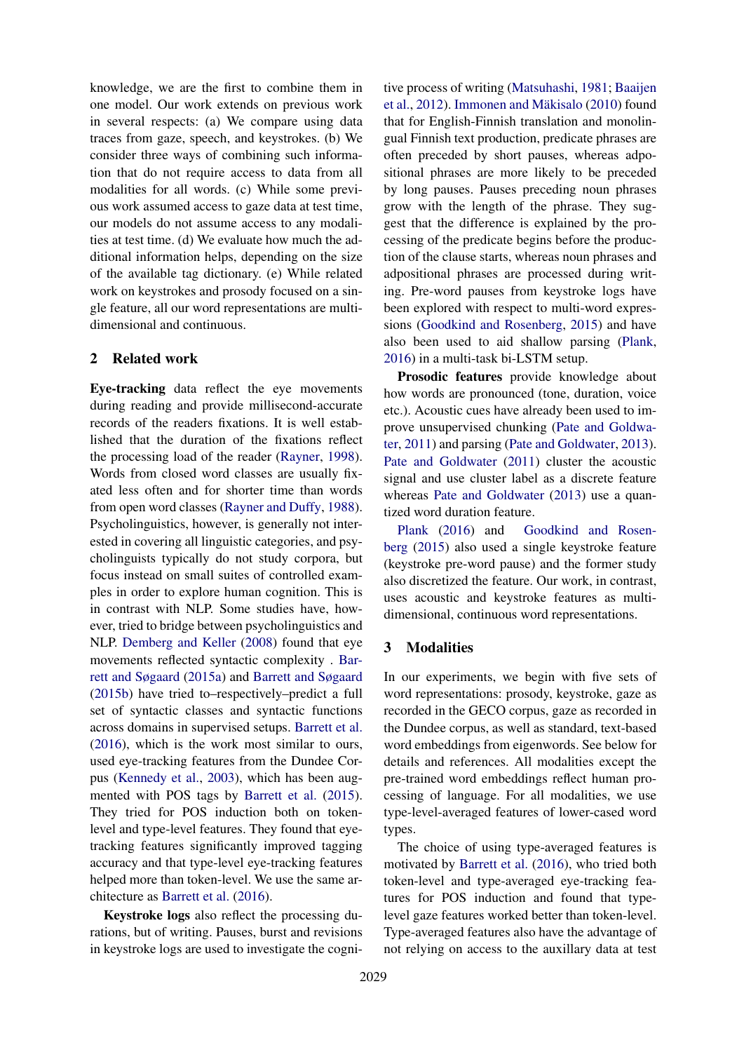knowledge, we are the first to combine them in one model. Our work extends on previous work in several respects: (a) We compare using data traces from gaze, speech, and keystrokes. (b) We consider three ways of combining such information that do not require access to data from all modalities for all words. (c) While some previous work assumed access to gaze data at test time, our models do not assume access to any modalities at test time. (d) We evaluate how much the additional information helps, depending on the size of the available tag dictionary. (e) While related work on keystrokes and prosody focused on a single feature, all our word representations are multi-dimensional and continuous.

## 2 Related work

**Eye-tracking** data reflect the eye movements during reading and provide millisecond-accurate records of the readers fixations. It is well established that the duration of the fixations reflect the processing load of the reader (Rayner, 1998). Words from closed word classes are usually fixated less often and for shorter time than words from open word classes (Rayner and Duffy, 1988). Psycholinguistics, however, is generally not interested in covering all linguistic categories, and psycholinguists typically do not study corpora, but focus instead on small suites of controlled examples in order to explore human cognition. This is in contrast with NLP. Some studies have, however, tried to bridge between psycholinguistics and NLP. Demberg and Keller (2008) found that eye movements reflected syntactic complexity . Barrett and Søgaard (2015a) and Barrett and Søgaard (2015b) have tried to–respectively–predict a full set of syntactic classes and syntactic functions across domains in supervised setups. Barrett et al. (2016), which is the work most similar to ours, used eye-tracking features from the Dundee Corpus (Kennedy et al., 2003), which has been augmented with POS tags by Barrett et al. (2015). They tried for POS induction both on token-level and type-level features. They found that eye-tracking features significantly improved tagging accuracy and that type-level eye-tracking features helped more than token-level. We use the same architecture as Barrett et al. (2016).

**Keystroke logs** also reflect the processing durations, but of writing. Pauses, burst and revisions in keystroke logs are used to investigate the cognitive process of writing (Matsuhashi, 1981; Baaijen et al., 2012). Immonen and Mäkisalo (2010) found that for English-Finnish translation and monolingual Finnish text production, predicate phrases are often preceded by short pauses, whereas adpositional phrases are more likely to be preceded by long pauses. Pauses preceding noun phrases grow with the length of the phrase. They suggest that the difference is explained by the processing of the predicate begins before the production of the clause starts, whereas noun phrases and adpositional phrases are processed during writing. Pre-word pauses from keystroke logs have been explored with respect to multi-word expressions (Goodkind and Rosenberg, 2015) and have also been used to aid shallow parsing (Plank, 2016) in a multi-task bi-LSTM setup.

**Prosodic features** provide knowledge about how words are pronounced (tone, duration, voice etc.). Acoustic cues have already been used to improve unsupervised chunking (Pate and Goldwater, 2011) and parsing (Pate and Goldwater, 2013). Pate and Goldwater (2011) cluster the acoustic signal and use cluster label as a discrete feature whereas Pate and Goldwater (2013) use a quantized word duration feature.

Plank (2016) and Goodkind and Rosenberg (2015) also used a single keystroke feature (keystroke pre-word pause) and the former study also discretized the feature. Our work, in contrast, uses acoustic and keystroke features as multi-dimensional, continuous word representations.

## 3 Modalities

In our experiments, we begin with five sets of word representations: prosody, keystroke, gaze as recorded in the GECO corpus, gaze as recorded in the Dundee corpus, as well as standard, text-based word embeddings from eigenwords. See below for details and references. All modalities except the pre-trained word embeddings reflect human processing of language. For all modalities, we use type-level-averaged features of lower-cased word types.

The choice of using type-averaged features is motivated by Barrett et al. (2016), who tried both token-level and type-averaged eye-tracking features for POS induction and found that type-level gaze features worked better than token-level. Type-averaged features also have the advantage of not relying on access to the auxillary data at test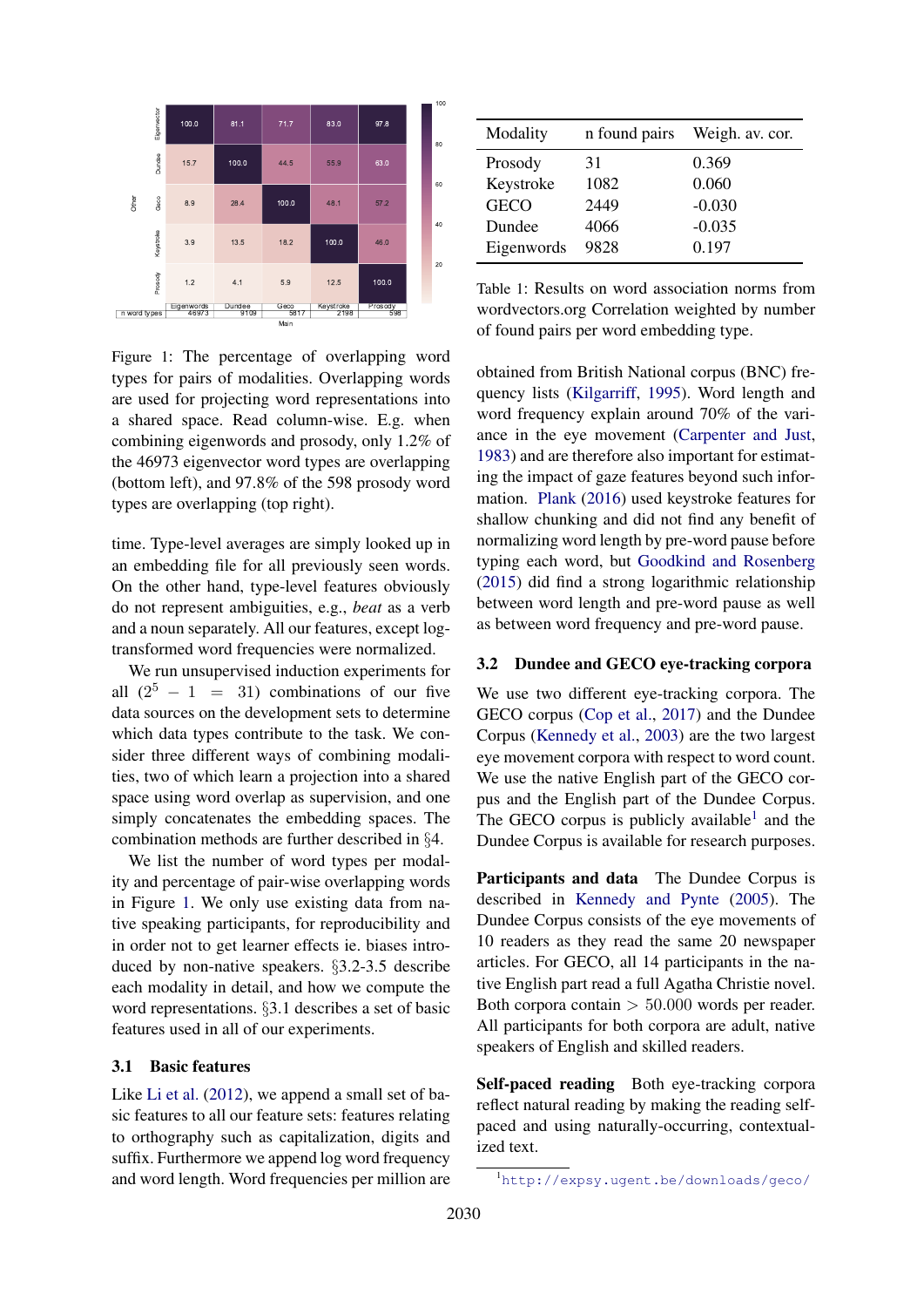| | Eigenwords | Dundee | Geco | Keystroke | Prosody |
|---|---|---|---|---|---|
| Eigenvector | 100.0 | 81.1 | 71.7 | 83.0 | 97.8 |
| Dundee | 15.7 | 100.0 | 44.5 | 55.9 | 63.0 |
| Geco | 8.9 | 28.4 | 100.0 | 48.1 | 57.2 |
| Keystroke | 3.9 | 13.5 | 18.2 | 100.0 | 46.0 |
| Prosody | 1.2 | 4.1 | 5.9 | 12.5 | 100.0 |
| n word types | 46973 | 9109 | 5817 | 2198 | 598 |

Figure 1: The percentage of overlapping word types for pairs of modalities. Overlapping words are used for projecting word representations into a shared space. Read column-wise. E.g. when combining eigenwords and prosody, only 1.2% of the 46973 eigenvector word types are overlapping (bottom left), and 97.8% of the 598 prosody word types are overlapping (top right).

time. Type-level averages are simply looked up in an embedding file for all previously seen words. On the other hand, type-level features obviously do not represent ambiguities, e.g., *beat* as a verb and a noun separately. All our features, except log-transformed word frequencies were normalized.

We run unsupervised induction experiments for all ($2^5 - 1 = 31$) combinations of our five data sources on the development sets to determine which data types contribute to the task. We consider three different ways of combining modalities, two of which learn a projection into a shared space using word overlap as supervision, and one simply concatenates the embedding spaces. The combination methods are further described in §4.

We list the number of word types per modality and percentage of pair-wise overlapping words in Figure 1. We only use existing data from native speaking participants, for reproducibility and in order not to get learner effects ie. biases introduced by non-native speakers. §3.2-3.5 describe each modality in detail, and how we compute the word representations. §3.1 describes a set of basic features used in all of our experiments.

### 3.1 Basic features

Like Li et al. (2012), we append a small set of basic features to all our feature sets: features relating to orthography such as capitalization, digits and suffix. Furthermore we append log word frequency and word length. Word frequencies per million are

| Modality | n found pairs | Weigh. av. cor. |
|---|---|---|
| Prosody | 31 | 0.369 |
| Keystroke | 1082 | 0.060 |
| GECO | 2449 | -0.030 |
| Dundee | 4066 | -0.035 |
| Eigenwords | 9828 | 0.197 |

Table 1: Results on word association norms from wordvectors.org Correlation weighted by number of found pairs per word embedding type.

obtained from British National corpus (BNC) frequency lists (Kilgarriff, 1995). Word length and word frequency explain around 70% of the variance in the eye movement (Carpenter and Just, 1983) and are therefore also important for estimating the impact of gaze features beyond such information. Plank (2016) used keystroke features for shallow chunking and did not find any benefit of normalizing word length by pre-word pause before typing each word, but Goodkind and Rosenberg (2015) did find a strong logarithmic relationship between word length and pre-word pause as well as between word frequency and pre-word pause.

### 3.2 Dundee and GECO eye-tracking corpora

We use two different eye-tracking corpora. The GECO corpus (Cop et al., 2017) and the Dundee Corpus (Kennedy et al., 2003) are the two largest eye movement corpora with respect to word count. We use the native English part of the GECO corpus and the English part of the Dundee Corpus. The GECO corpus is publicly available[1] and the Dundee Corpus is available for research purposes.

**Participants and data** The Dundee Corpus is described in Kennedy and Pynte (2005). The Dundee Corpus consists of the eye movements of 10 readers as they read the same 20 newspaper articles. For GECO, all 14 participants in the native English part read a full Agatha Christie novel. Both corpora contain $> 50.000$ words per reader. All participants for both corpora are adult, native speakers of English and skilled readers.

**Self-paced reading** Both eye-tracking corpora reflect natural reading by making the reading self-paced and using naturally-occurring, contextualized text.

[1] http://expsy.ugent.be/downloads/geco/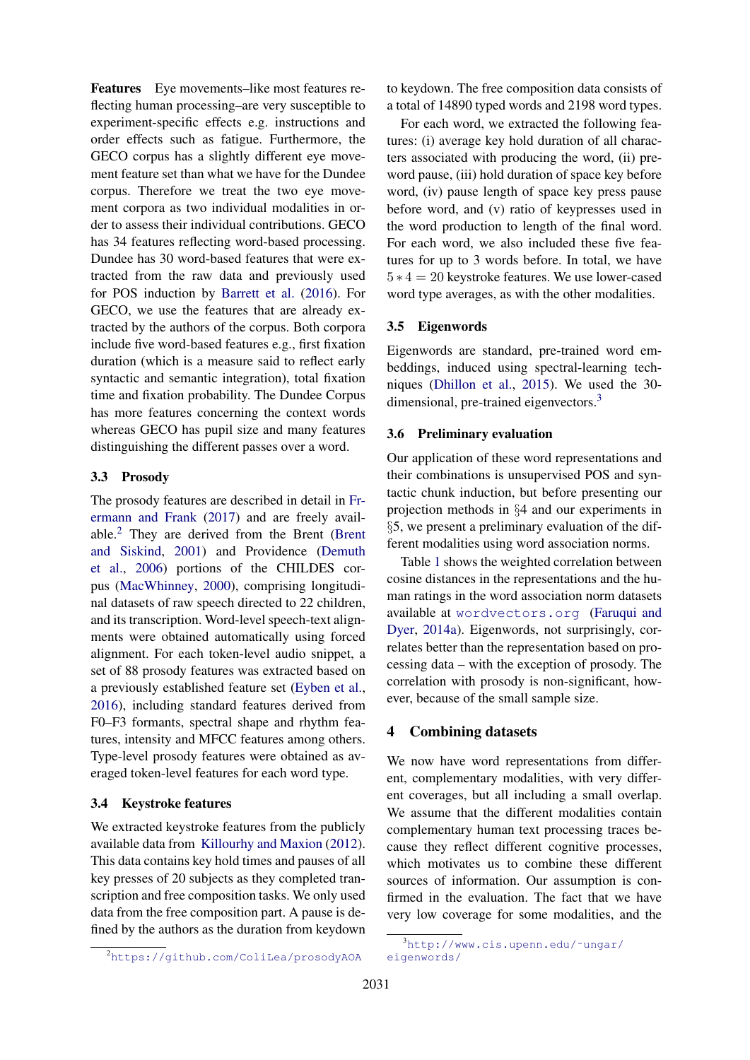**Features** Eye movements–like most features reflecting human processing–are very susceptible to experiment-specific effects e.g. instructions and order effects such as fatigue. Furthermore, the GECO corpus has a slightly different eye movement feature set than what we have for the Dundee corpus. Therefore we treat the two eye movement corpora as two individual modalities in order to assess their individual contributions. GECO has 34 features reflecting word-based processing. Dundee has 30 word-based features that were extracted from the raw data and previously used for POS induction by Barrett et al. (2016). For GECO, we use the features that are already extracted by the authors of the corpus. Both corpora include five word-based features e.g., first fixation duration (which is a measure said to reflect early syntactic and semantic integration), total fixation time and fixation probability. The Dundee Corpus has more features concerning the context words whereas GECO has pupil size and many features distinguishing the different passes over a word.

### 3.3 Prosody

The prosody features are described in detail in Frermann and Frank (2017) and are freely available.[2] They are derived from the Brent (Brent and Siskind, 2001) and Providence (Demuth et al., 2006) portions of the CHILDES corpus (MacWhinney, 2000), comprising longitudinal datasets of raw speech directed to 22 children, and its transcription. Word-level speech-text alignments were obtained automatically using forced alignment. For each token-level audio snippet, a set of 88 prosody features was extracted based on a previously established feature set (Eyben et al., 2016), including standard features derived from F0–F3 formants, spectral shape and rhythm features, intensity and MFCC features among others. Type-level prosody features were obtained as averaged token-level features for each word type.

### 3.4 Keystroke features

We extracted keystroke features from the publicly available data from Killourhy and Maxion (2012). This data contains key hold times and pauses of all key presses of 20 subjects as they completed transcription and free composition tasks. We only used data from the free composition part. A pause is defined by the authors as the duration from keydown to keydown. The free composition data consists of a total of 14890 typed words and 2198 word types.

For each word, we extracted the following features: (i) average key hold duration of all characters associated with producing the word, (ii) pre-word pause, (iii) hold duration of space key before word, (iv) pause length of space key press pause before word, and (v) ratio of keypresses used in the word production to length of the final word. For each word, we also included these five features for up to 3 words before. In total, we have $5 * 4 = 20$ keystroke features. We use lower-cased word type averages, as with the other modalities.

### 3.5 Eigenwords

Eigenwords are standard, pre-trained word embeddings, induced using spectral-learning techniques (Dhillon et al., 2015). We used the 30-dimensional, pre-trained eigenvectors.[3]

### 3.6 Preliminary evaluation

Our application of these word representations and their combinations is unsupervised POS and syntactic chunk induction, but before presenting our projection methods in §4 and our experiments in §5, we present a preliminary evaluation of the different modalities using word association norms.

Table 1 shows the weighted correlation between cosine distances in the representations and the human ratings in the word association norm datasets available at `wordvectors.org` (Faruqui and Dyer, 2014a). Eigenwords, not surprisingly, correlates better than the representation based on processing data – with the exception of prosody. The correlation with prosody is non-significant, however, because of the small sample size.

## 4 Combining datasets

We now have word representations from different, complementary modalities, with very different coverages, but all including a small overlap. We assume that the different modalities contain complementary human text processing traces because they reflect different cognitive processes, which motivates us to combine these different sources of information. Our assumption is confirmed in the evaluation. The fact that we have very low coverage for some modalities, and the

[2] https://github.com/ColiLea/prosodyAOA

[3] http://www.cis.upenn.edu/~ungar/eigenwords/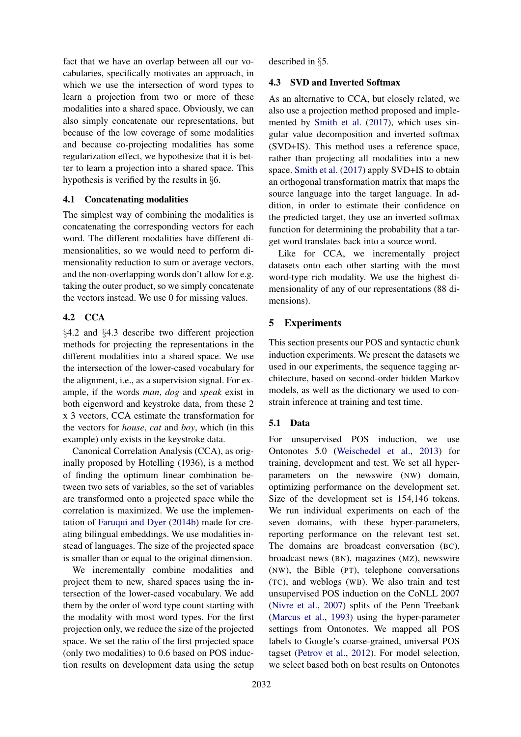fact that we have an overlap between all our vocabularies, specifically motivates an approach, in which we use the intersection of word types to learn a projection from two or more of these modalities into a shared space. Obviously, we can also simply concatenate our representations, but because of the low coverage of some modalities and because co-projecting modalities has some regularization effect, we hypothesize that it is better to learn a projection into a shared space. This hypothesis is verified by the results in §6.

### 4.1 Concatenating modalities

The simplest way of combining the modalities is concatenating the corresponding vectors for each word. The different modalities have different dimensionalities, so we would need to perform dimensionality reduction to sum or average vectors, and the non-overlapping words don't allow for e.g. taking the outer product, so we simply concatenate the vectors instead. We use 0 for missing values.

### 4.2 CCA

§4.2 and §4.3 describe two different projection methods for projecting the representations in the different modalities into a shared space. We use the intersection of the lower-cased vocabulary for the alignment, i.e., as a supervision signal. For example, if the words *man*, *dog* and *speak* exist in both eigenword and keystroke data, from these 2 x 3 vectors, CCA estimate the transformation for the vectors for *house*, *cat* and *boy*, which (in this example) only exists in the keystroke data.

Canonical Correlation Analysis (CCA), as originally proposed by Hotelling (1936), is a method of finding the optimum linear combination between two sets of variables, so the set of variables are transformed onto a projected space while the correlation is maximized. We use the implementation of Faruqui and Dyer (2014b) made for creating bilingual embeddings. We use modalities instead of languages. The size of the projected space is smaller than or equal to the original dimension.

We incrementally combine modalities and project them to new, shared spaces using the intersection of the lower-cased vocabulary. We add them by the order of word type count starting with the modality with most word types. For the first projection only, we reduce the size of the projected space. We set the ratio of the first projected space (only two modalities) to 0.6 based on POS induction results on development data using the setup described in §5.

### 4.3 SVD and Inverted Softmax

As an alternative to CCA, but closely related, we also use a projection method proposed and implemented by Smith et al. (2017), which uses singular value decomposition and inverted softmax (SVD+IS). This method uses a reference space, rather than projecting all modalities into a new space. Smith et al. (2017) apply SVD+IS to obtain an orthogonal transformation matrix that maps the source language into the target language. In addition, in order to estimate their confidence on the predicted target, they use an inverted softmax function for determining the probability that a target word translates back into a source word.

Like for CCA, we incrementally project datasets onto each other starting with the most word-type rich modality. We use the highest dimensionality of any of our representations (88 dimensions).

## 5 Experiments

This section presents our POS and syntactic chunk induction experiments. We present the datasets we used in our experiments, the sequence tagging architecture, based on second-order hidden Markov models, as well as the dictionary we used to constrain inference at training and test time.

### 5.1 Data

For unsupervised POS induction, we use Ontonotes 5.0 (Weischedel et al., 2013) for training, development and test. We set all hyper-parameters on the newswire (NW) domain, optimizing performance on the development set. Size of the development set is 154,146 tokens. We run individual experiments on each of the seven domains, with these hyper-parameters, reporting performance on the relevant test set. The domains are broadcast conversation (BC), broadcast news (BN), magazines (MZ), newswire (NW), the Bible (PT), telephone conversations (TC), and weblogs (WB). We also train and test unsupervised POS induction on the CoNLL 2007 (Nivre et al., 2007) splits of the Penn Treebank (Marcus et al., 1993) using the hyper-parameter settings from Ontonotes. We mapped all POS labels to Google's coarse-grained, universal POS tagset (Petrov et al., 2012). For model selection, we select based both on best results on Ontonotes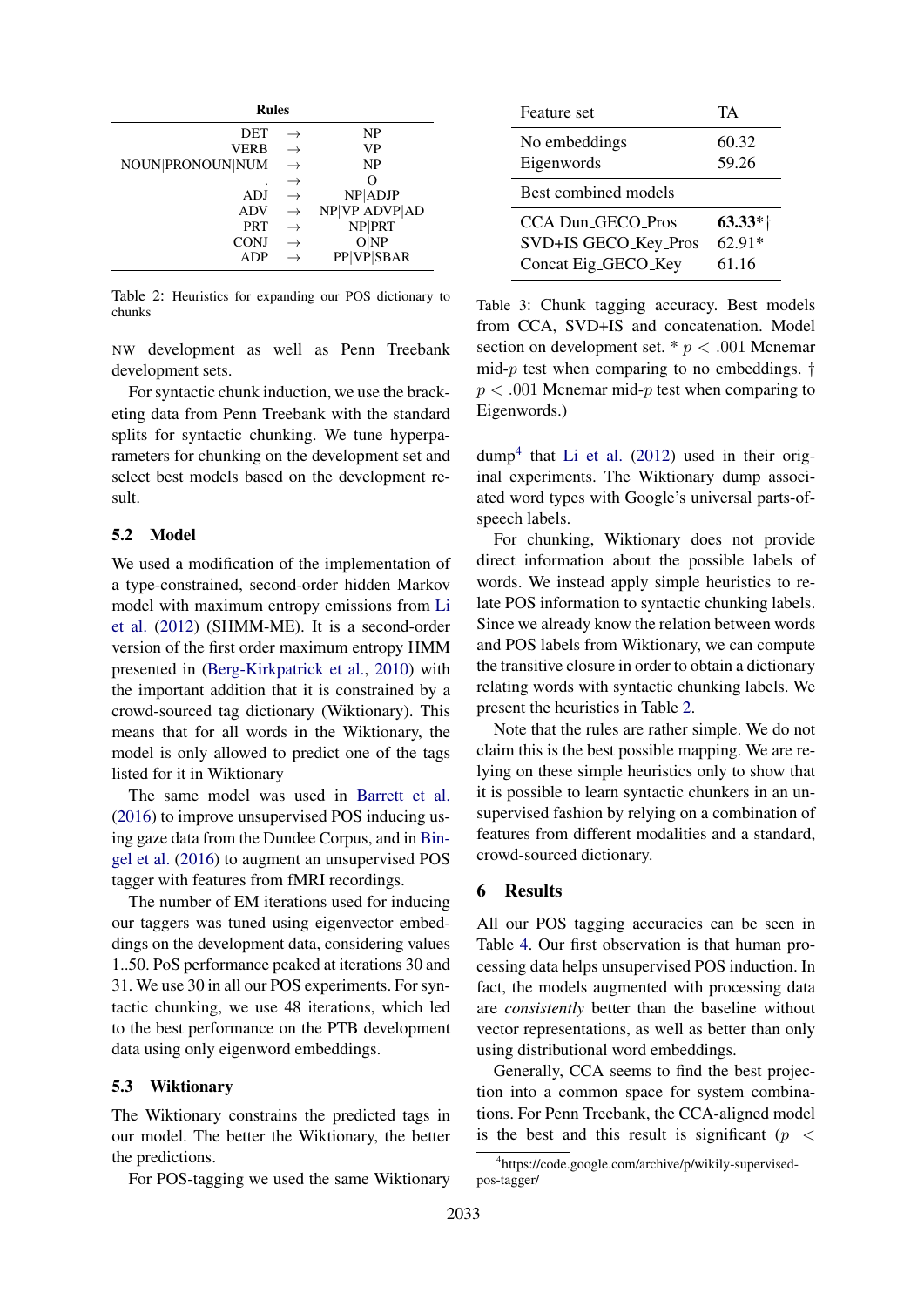| Rules | | |
|---|---|---|
| DET | → | NP |
| VERB | → | VP |
| NOUN\|PRONOUN\|NUM | → | NP |
| . | → | O |
| ADJ | → | NP\|ADJP |
| ADV | → | NP\|VP\|ADVP\|AD |
| PRT | → | NP\|PRT |
| CONJ | → | O\|NP |
| ADP | → | PP\|VP\|SBAR |

Table 2: Heuristics for expanding our POS dictionary to chunks

NW development as well as Penn Treebank development sets.

For syntactic chunk induction, we use the bracketing data from Penn Treebank with the standard splits for syntactic chunking. We tune hyperparameters for chunking on the development set and select best models based on the development result.

## 5.2 Model

We used a modification of the implementation of a type-constrained, second-order hidden Markov model with maximum entropy emissions from Li et al. (2012) (SHMM-ME). It is a second-order version of the first order maximum entropy HMM presented in (Berg-Kirkpatrick et al., 2010) with the important addition that it is constrained by a crowd-sourced tag dictionary (Wiktionary). This means that for all words in the Wiktionary, the model is only allowed to predict one of the tags listed for it in Wiktionary

The same model was used in Barrett et al. (2016) to improve unsupervised POS inducing using gaze data from the Dundee Corpus, and in Bingel et al. (2016) to augment an unsupervised POS tagger with features from fMRI recordings.

The number of EM iterations used for inducing our taggers was tuned using eigenvector embeddings on the development data, considering values 1..50. PoS performance peaked at iterations 30 and 31. We use 30 in all our POS experiments. For syntactic chunking, we use 48 iterations, which led to the best performance on the PTB development data using only eigenword embeddings.

## 5.3 Wiktionary

The Wiktionary constrains the predicted tags in our model. The better the Wiktionary, the better the predictions.

For POS-tagging we used the same Wiktionary dump[4] that Li et al. (2012) used in their original experiments. The Wiktionary dump associated word types with Google's universal parts-of-speech labels.

| Feature set | TA |
|---|---|
| No embeddings | 60.32 |
| Eigenwords | 59.26 |
| **Best combined models** | |
| CCA Dun_GECO_Pros | **63.33**\*† |
| SVD+IS GECO_Key_Pros | 62.91\* |
| Concat Eig_GECO_Key | 61.16 |

Table 3: Chunk tagging accuracy. Best models from CCA, SVD+IS and concatenation. Model section on development set. \* $p < .001$ Mcnemar mid-$p$ test when comparing to no embeddings. † $p < .001$ Mcnemar mid-$p$ test when comparing to Eigenwords.)

For chunking, Wiktionary does not provide direct information about the possible labels of words. We instead apply simple heuristics to relate POS information to syntactic chunking labels. Since we already know the relation between words and POS labels from Wiktionary, we can compute the transitive closure in order to obtain a dictionary relating words with syntactic chunking labels. We present the heuristics in Table 2.

Note that the rules are rather simple. We do not claim this is the best possible mapping. We are relying on these simple heuristics only to show that it is possible to learn syntactic chunkers in an unsupervised fashion by relying on a combination of features from different modalities and a standard, crowd-sourced dictionary.

# 6 Results

All our POS tagging accuracies can be seen in Table 4. Our first observation is that human processing data helps unsupervised POS induction. In fact, the models augmented with processing data are *consistently* better than the baseline without vector representations, as well as better than only using distributional word embeddings.

Generally, CCA seems to find the best projection into a common space for system combinations. For Penn Treebank, the CCA-aligned model is the best and this result is significant ($p <$

[4] https://code.google.com/archive/p/wikily-supervised-pos-tagger/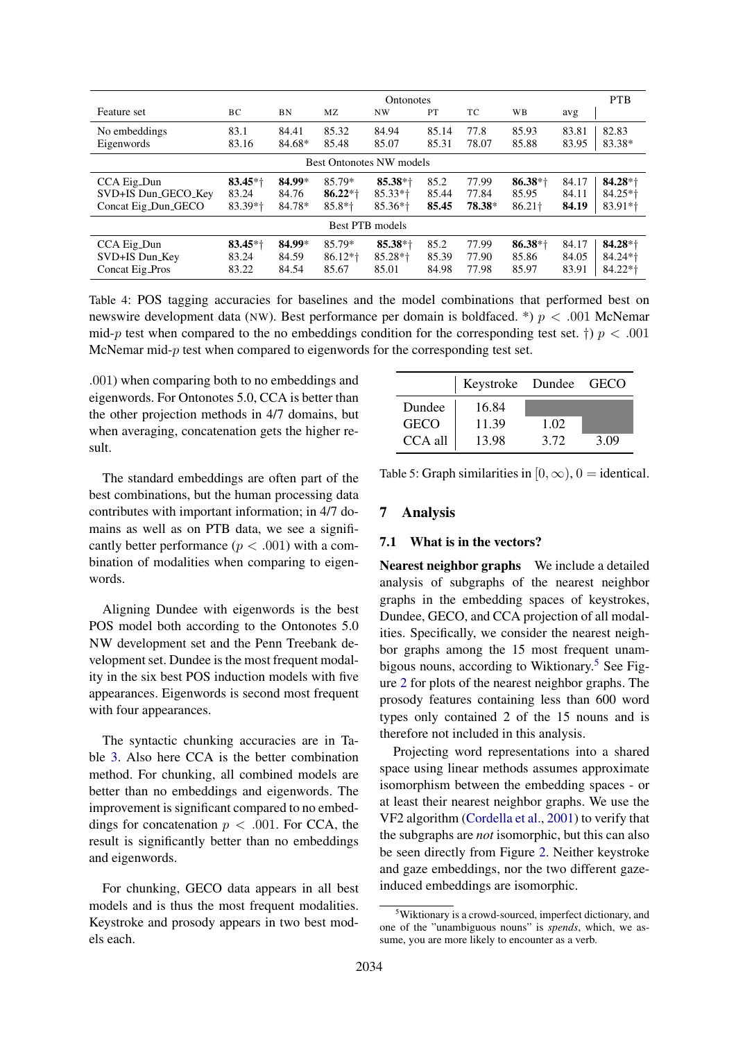| Feature set | Ontonotes BC | BN | MZ | NW | PT | TC | WB | avg | PTB |
|---|---|---|---|---|---|---|---|---|---|
| No embeddings | 83.1 | 84.41 | 85.32 | 84.94 | 85.14 | 77.8 | 85.93 | 83.81 | 82.83 |
| Eigenwords | 83.16 | 84.68* | 85.48 | 85.07 | 85.31 | 78.07 | 85.88 | 83.95 | 83.38* |
| **Best Ontonotes NW models** | | | | | | | | | |
| CCA Eig_Dun | **83.45***† | **84.99*** | 85.79* | **85.38***† | 85.2 | 77.99 | **86.38***† | 84.17 | **84.28***† |
| SVD+IS Dun_GECO_Key | 83.24 | 84.76 | **86.22***† | 85.33*† | 85.44 | 77.84 | 85.95 | 84.11 | 84.25*† |
| Concat Eig_Dun_GECO | 83.39*† | 84.78* | 85.8*† | 85.36*† | **85.45** | **78.38*** | 86.21† | **84.19** | 83.91*† |
| **Best PTB models** | | | | | | | | | |
| CCA Eig_Dun | **83.45***† | **84.99*** | 85.79* | **85.38***† | 85.2 | 77.99 | **86.38***† | 84.17 | **84.28***† |
| SVD+IS Dun_Key | 83.24 | 84.59 | 86.12*† | 85.28*† | 85.39 | 77.90 | 85.86 | 84.05 | 84.24*† |
| Concat Eig_Pros | 83.22 | 84.54 | 85.67 | 85.01 | 84.98 | 77.98 | 85.97 | 83.91 | 84.22*† |

Table 4: POS tagging accuracies for baselines and the model combinations that performed best on newswire development data (NW). Best performance per domain is boldfaced. *) $p < .001$ McNemar mid-$p$ test when compared to the no embeddings condition for the corresponding test set. †) $p < .001$ McNemar mid-$p$ test when compared to eigenwords for the corresponding test set.

.001) when comparing both to no embeddings and eigenwords. For Ontonotes 5.0, CCA is better than the other projection methods in 4/7 domains, but when averaging, concatenation gets the higher result.

The standard embeddings are often part of the best combinations, but the human processing data contributes with important information; in 4/7 domains as well as on PTB data, we see a significantly better performance ($p < .001$) with a combination of modalities when comparing to eigenwords.

Aligning Dundee with eigenwords is the best POS model both according to the Ontonotes 5.0 NW development set and the Penn Treebank development set. Dundee is the most frequent modality in the six best POS induction models with five appearances. Eigenwords is second most frequent with four appearances.

The syntactic chunking accuracies are in Table 3. Also here CCA is the better combination method. For chunking, all combined models are better than no embeddings and eigenwords. The improvement is significant compared to no embeddings for concatenation $p < .001$. For CCA, the result is significantly better than no embeddings and eigenwords.

For chunking, GECO data appears in all best models and is thus the most frequent modalities. Keystroke and prosody appears in two best models each.

| | Keystroke | Dundee | GECO |
|---|---|---|---|
| Dundee | 16.84 | | |
| GECO | 11.39 | 1.02 | |
| CCA all | 13.98 | 3.72 | 3.09 |

Table 5: Graph similarities in $[0, \infty)$, $0 =$ identical.

## 7 Analysis

### 7.1 What is in the vectors?

**Nearest neighbor graphs** We include a detailed analysis of subgraphs of the nearest neighbor graphs in the embedding spaces of keystrokes, Dundee, GECO, and CCA projection of all modalities. Specifically, we consider the nearest neighbor graphs among the 15 most frequent unambigous nouns, according to Wiktionary.[5] See Figure 2 for plots of the nearest neighbor graphs. The prosody features containing less than 600 word types only contained 2 of the 15 nouns and is therefore not included in this analysis.

Projecting word representations into a shared space using linear methods assumes approximate isomorphism between the embedding spaces - or at least their nearest neighbor graphs. We use the VF2 algorithm (Cordella et al., 2001) to verify that the subgraphs are *not* isomorphic, but this can also be seen directly from Figure 2. Neither keystroke and gaze embeddings, nor the two different gaze-induced embeddings are isomorphic.

[5] Wiktionary is a crowd-sourced, imperfect dictionary, and one of the "unambiguous nouns" is *spends*, which, we assume, you are more likely to encounter as a verb.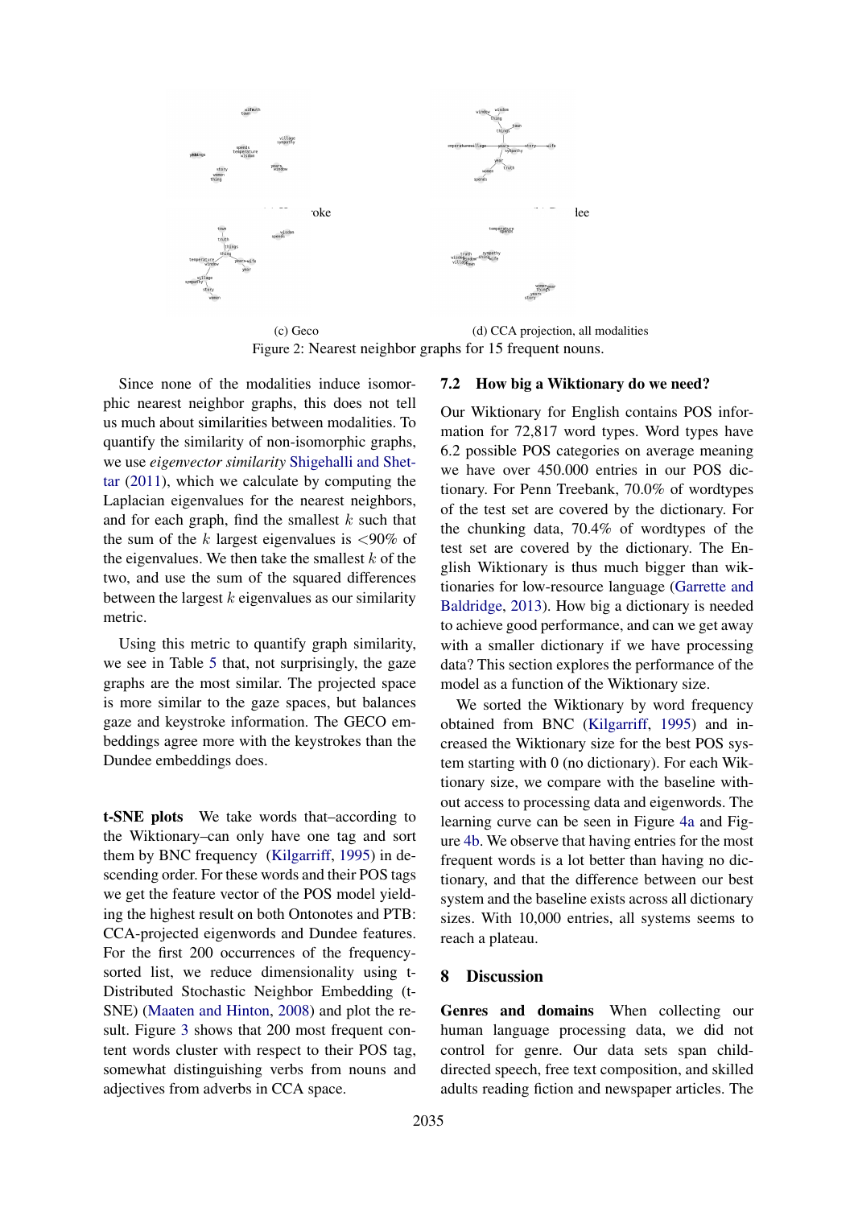(c) Geco

(d) CCA projection, all modalities

Figure 2: Nearest neighbor graphs for 15 frequent nouns.

Since none of the modalities induce isomorphic nearest neighbor graphs, this does not tell us much about similarities between modalities. To quantify the similarity of non-isomorphic graphs, we use *eigenvector similarity* Shigehalli and Shettar (2011), which we calculate by computing the Laplacian eigenvalues for the nearest neighbors, and for each graph, find the smallest $k$ such that the sum of the $k$ largest eigenvalues is $<$90% of the eigenvalues. We then take the smallest $k$ of the two, and use the sum of the squared differences between the largest $k$ eigenvalues as our similarity metric.

Using this metric to quantify graph similarity, we see in Table 5 that, not surprisingly, the gaze graphs are the most similar. The projected space is more similar to the gaze spaces, but balances gaze and keystroke information. The GECO embeddings agree more with the keystrokes than the Dundee embeddings does.

**t-SNE plots** We take words that–according to the Wiktionary–can only have one tag and sort them by BNC frequency (Kilgarriff, 1995) in descending order. For these words and their POS tags we get the feature vector of the POS model yielding the highest result on both Ontonotes and PTB: CCA-projected eigenwords and Dundee features. For the first 200 occurrences of the frequency-sorted list, we reduce dimensionality using t-Distributed Stochastic Neighbor Embedding (t-SNE) (Maaten and Hinton, 2008) and plot the result. Figure 3 shows that 200 most frequent content words cluster with respect to their POS tag, somewhat distinguishing verbs from nouns and adjectives from adverbs in CCA space.

## 7.2 How big a Wiktionary do we need?

Our Wiktionary for English contains POS information for 72,817 word types. Word types have 6.2 possible POS categories on average meaning we have over 450.000 entries in our POS dictionary. For Penn Treebank, 70.0% of wordtypes of the test set are covered by the dictionary. For the chunking data, 70.4% of wordtypes of the test set are covered by the dictionary. The English Wiktionary is thus much bigger than wiktionaries for low-resource language (Garrette and Baldridge, 2013). How big a dictionary is needed to achieve good performance, and can we get away with a smaller dictionary if we have processing data? This section explores the performance of the model as a function of the Wiktionary size.

We sorted the Wiktionary by word frequency obtained from BNC (Kilgarriff, 1995) and increased the Wiktionary size for the best POS system starting with 0 (no dictionary). For each Wiktionary size, we compare with the baseline without access to processing data and eigenwords. The learning curve can be seen in Figure 4a and Figure 4b. We observe that having entries for the most frequent words is a lot better than having no dictionary, and that the difference between our best system and the baseline exists across all dictionary sizes. With 10,000 entries, all systems seems to reach a plateau.

# 8 Discussion

**Genres and domains** When collecting our human language processing data, we did not control for genre. Our data sets span child-directed speech, free text composition, and skilled adults reading fiction and newspaper articles. The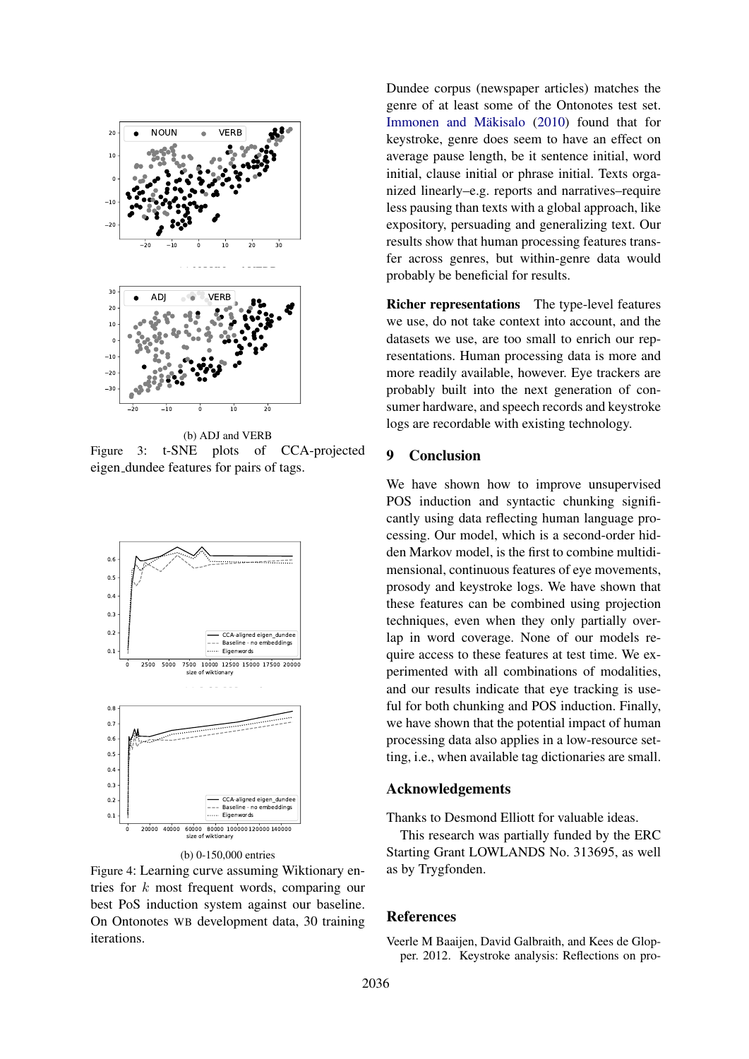(b) ADJ and VERB

Figure 3: t-SNE plots of CCA-projected eigen_dundee features for pairs of tags.

(b) 0-150,000 entries

Figure 4: Learning curve assuming Wiktionary entries for $k$ most frequent words, comparing our best PoS induction system against our baseline. On Ontonotes WB development data, 30 training iterations.

Dundee corpus (newspaper articles) matches the genre of at least some of the Ontonotes test set. Immonen and Mäkisalo (2010) found that for keystroke, genre does seem to have an effect on average pause length, be it sentence initial, word initial, clause initial or phrase initial. Texts organized linearly–e.g. reports and narratives–require less pausing than texts with a global approach, like expository, persuading and generalizing text. Our results show that human processing features transfer across genres, but within-genre data would probably be beneficial for results.

**Richer representations** The type-level features we use, do not take context into account, and the datasets we use, are too small to enrich our representations. Human processing data is more and more readily available, however. Eye trackers are probably built into the next generation of consumer hardware, and speech records and keystroke logs are recordable with existing technology.

## 9 Conclusion

We have shown how to improve unsupervised POS induction and syntactic chunking significantly using data reflecting human language processing. Our model, which is a second-order hidden Markov model, is the first to combine multidimensional, continuous features of eye movements, prosody and keystroke logs. We have shown that these features can be combined using projection techniques, even when they only partially overlap in word coverage. None of our models require access to these features at test time. We experimented with all combinations of modalities, and our results indicate that eye tracking is useful for both chunking and POS induction. Finally, we have shown that the potential impact of human processing data also applies in a low-resource setting, i.e., when available tag dictionaries are small.

## Acknowledgements

Thanks to Desmond Elliott for valuable ideas.

This research was partially funded by the ERC Starting Grant LOWLANDS No. 313695, as well as by Trygfonden.

## References

Veerle M Baaijen, David Galbraith, and Kees de Glopper. 2012. Keystroke analysis: Reflections on pro-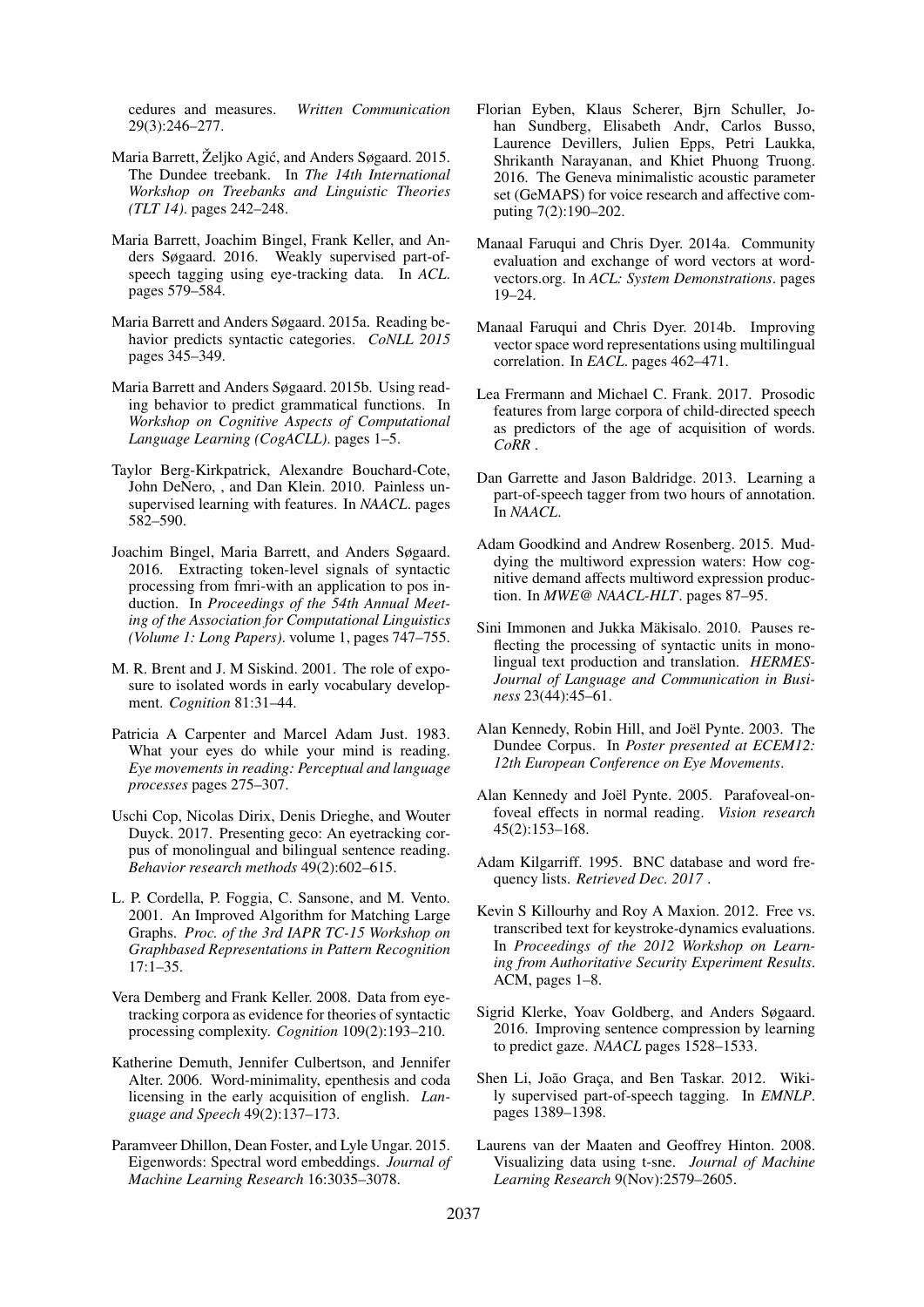cedures and measures. *Written Communication* 29(3):246–277.

Maria Barrett, Željko Agić, and Anders Søgaard. 2015. The Dundee treebank. In *The 14th International Workshop on Treebanks and Linguistic Theories (TLT 14)*. pages 242–248.

Maria Barrett, Joachim Bingel, Frank Keller, and Anders Søgaard. 2016. Weakly supervised part-of-speech tagging using eye-tracking data. In *ACL*. pages 579–584.

Maria Barrett and Anders Søgaard. 2015a. Reading behavior predicts syntactic categories. *CoNLL 2015* pages 345–349.

Maria Barrett and Anders Søgaard. 2015b. Using reading behavior to predict grammatical functions. In *Workshop on Cognitive Aspects of Computational Language Learning (CogACLL)*. pages 1–5.

Taylor Berg-Kirkpatrick, Alexandre Bouchard-Cote, John DeNero, , and Dan Klein. 2010. Painless unsupervised learning with features. In *NAACL*. pages 582–590.

Joachim Bingel, Maria Barrett, and Anders Søgaard. 2016. Extracting token-level signals of syntactic processing from fmri-with an application to pos induction. In *Proceedings of the 54th Annual Meeting of the Association for Computational Linguistics (Volume 1: Long Papers)*. volume 1, pages 747–755.

M. R. Brent and J. M Siskind. 2001. The role of exposure to isolated words in early vocabulary development. *Cognition* 81:31–44.

Patricia A Carpenter and Marcel Adam Just. 1983. What your eyes do while your mind is reading. *Eye movements in reading: Perceptual and language processes* pages 275–307.

Uschi Cop, Nicolas Dirix, Denis Drieghe, and Wouter Duyck. 2017. Presenting geco: An eyetracking corpus of monolingual and bilingual sentence reading. *Behavior research methods* 49(2):602–615.

L. P. Cordella, P. Foggia, C. Sansone, and M. Vento. 2001. An Improved Algorithm for Matching Large Graphs. *Proc. of the 3rd IAPR TC-15 Workshop on Graphbased Representations in Pattern Recognition* 17:1–35.

Vera Demberg and Frank Keller. 2008. Data from eye-tracking corpora as evidence for theories of syntactic processing complexity. *Cognition* 109(2):193–210.

Katherine Demuth, Jennifer Culbertson, and Jennifer Alter. 2006. Word-minimality, epenthesis and coda licensing in the early acquisition of english. *Language and Speech* 49(2):137–173.

Paramveer Dhillon, Dean Foster, and Lyle Ungar. 2015. Eigenwords: Spectral word embeddings. *Journal of Machine Learning Research* 16:3035–3078.

Florian Eyben, Klaus Scherer, Bjrn Schuller, Johan Sundberg, Elisabeth Andr, Carlos Busso, Laurence Devillers, Julien Epps, Petri Laukka, Shrikanth Narayanan, and Khiet Phuong Truong. 2016. The Geneva minimalistic acoustic parameter set (GeMAPS) for voice research and affective computing 7(2):190–202.

Manaal Faruqui and Chris Dyer. 2014a. Community evaluation and exchange of word vectors at wordvectors.org. In *ACL: System Demonstrations*. pages 19–24.

Manaal Faruqui and Chris Dyer. 2014b. Improving vector space word representations using multilingual correlation. In *EACL*. pages 462–471.

Lea Frermann and Michael C. Frank. 2017. Prosodic features from large corpora of child-directed speech as predictors of the age of acquisition of words. *CoRR* .

Dan Garrette and Jason Baldridge. 2013. Learning a part-of-speech tagger from two hours of annotation. In *NAACL*.

Adam Goodkind and Andrew Rosenberg. 2015. Muddying the multiword expression waters: How cognitive demand affects multiword expression production. In *MWE@ NAACL-HLT*. pages 87–95.

Sini Immonen and Jukka Mäkisalo. 2010. Pauses reflecting the processing of syntactic units in monolingual text production and translation. *HERMES-Journal of Language and Communication in Business* 23(44):45–61.

Alan Kennedy, Robin Hill, and Joël Pynte. 2003. The Dundee Corpus. In *Poster presented at ECEM12: 12th European Conference on Eye Movements*.

Alan Kennedy and Joël Pynte. 2005. Parafoveal-on-foveal effects in normal reading. *Vision research* 45(2):153–168.

Adam Kilgarriff. 1995. BNC database and word frequency lists. *Retrieved Dec. 2017* .

Kevin S Killourhy and Roy A Maxion. 2012. Free vs. transcribed text for keystroke-dynamics evaluations. In *Proceedings of the 2012 Workshop on Learning from Authoritative Security Experiment Results*. ACM, pages 1–8.

Sigrid Klerke, Yoav Goldberg, and Anders Søgaard. 2016. Improving sentence compression by learning to predict gaze. *NAACL* pages 1528–1533.

Shen Li, João Graça, and Ben Taskar. 2012. Wiki-ly supervised part-of-speech tagging. In *EMNLP*. pages 1389–1398.

Laurens van der Maaten and Geoffrey Hinton. 2008. Visualizing data using t-sne. *Journal of Machine Learning Research* 9(Nov):2579–2605.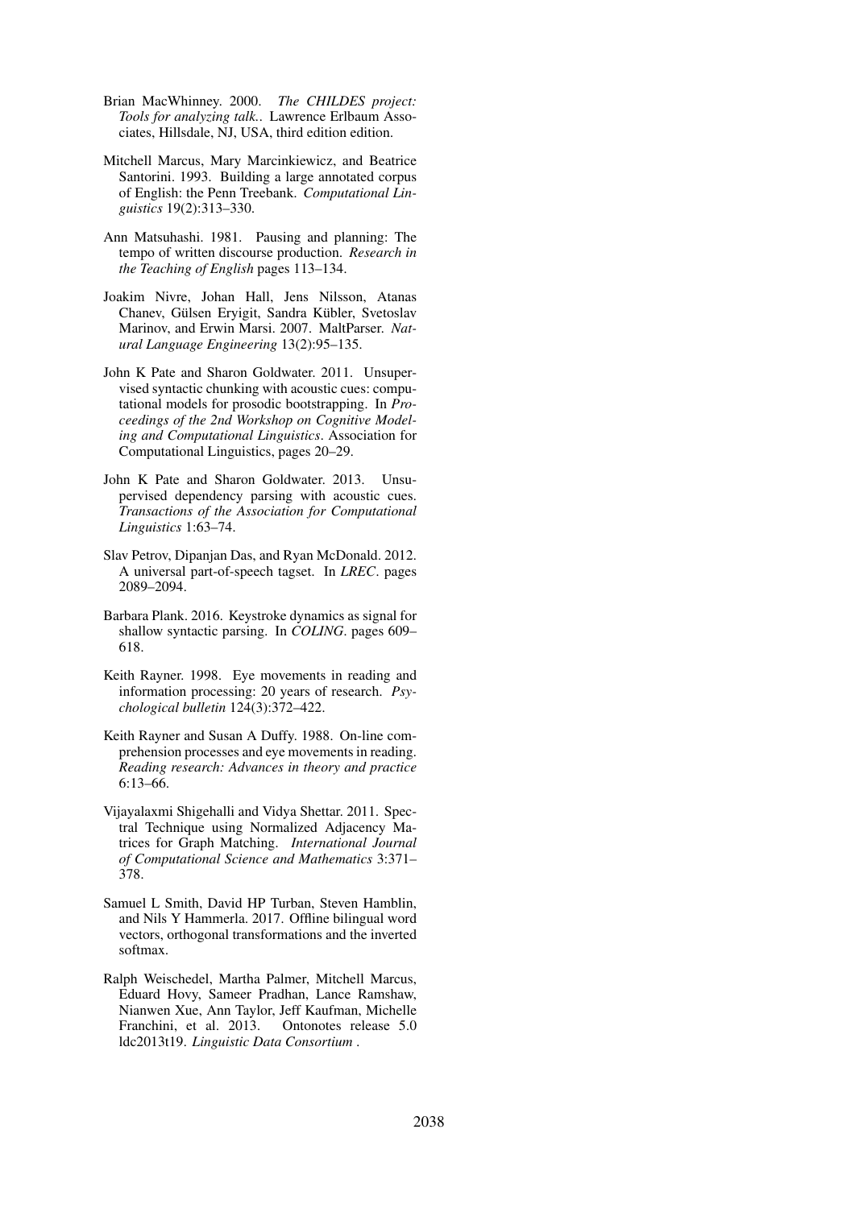Brian MacWhinney. 2000. *The CHILDES project: Tools for analyzing talk.*. Lawrence Erlbaum Associates, Hillsdale, NJ, USA, third edition edition.

Mitchell Marcus, Mary Marcinkiewicz, and Beatrice Santorini. 1993. Building a large annotated corpus of English: the Penn Treebank. *Computational Linguistics* 19(2):313–330.

Ann Matsuhashi. 1981. Pausing and planning: The tempo of written discourse production. *Research in the Teaching of English* pages 113–134.

Joakim Nivre, Johan Hall, Jens Nilsson, Atanas Chanev, Gülsen Eryigit, Sandra Kübler, Svetoslav Marinov, and Erwin Marsi. 2007. MaltParser. *Natural Language Engineering* 13(2):95–135.

John K Pate and Sharon Goldwater. 2011. Unsupervised syntactic chunking with acoustic cues: computational models for prosodic bootstrapping. In *Proceedings of the 2nd Workshop on Cognitive Modeling and Computational Linguistics*. Association for Computational Linguistics, pages 20–29.

John K Pate and Sharon Goldwater. 2013. Unsupervised dependency parsing with acoustic cues. *Transactions of the Association for Computational Linguistics* 1:63–74.

Slav Petrov, Dipanjan Das, and Ryan McDonald. 2012. A universal part-of-speech tagset. In *LREC*. pages 2089–2094.

Barbara Plank. 2016. Keystroke dynamics as signal for shallow syntactic parsing. In *COLING*. pages 609–618.

Keith Rayner. 1998. Eye movements in reading and information processing: 20 years of research. *Psychological bulletin* 124(3):372–422.

Keith Rayner and Susan A Duffy. 1988. On-line comprehension processes and eye movements in reading. *Reading research: Advances in theory and practice* 6:13–66.

Vijayalaxmi Shigehalli and Vidya Shettar. 2011. Spectral Technique using Normalized Adjacency Matrices for Graph Matching. *International Journal of Computational Science and Mathematics* 3:371–378.

Samuel L Smith, David HP Turban, Steven Hamblin, and Nils Y Hammerla. 2017. Offline bilingual word vectors, orthogonal transformations and the inverted softmax.

Ralph Weischedel, Martha Palmer, Mitchell Marcus, Eduard Hovy, Sameer Pradhan, Lance Ramshaw, Nianwen Xue, Ann Taylor, Jeff Kaufman, Michelle Franchini, et al. 2013. Ontonotes release 5.0 ldc2013t19. *Linguistic Data Consortium* .